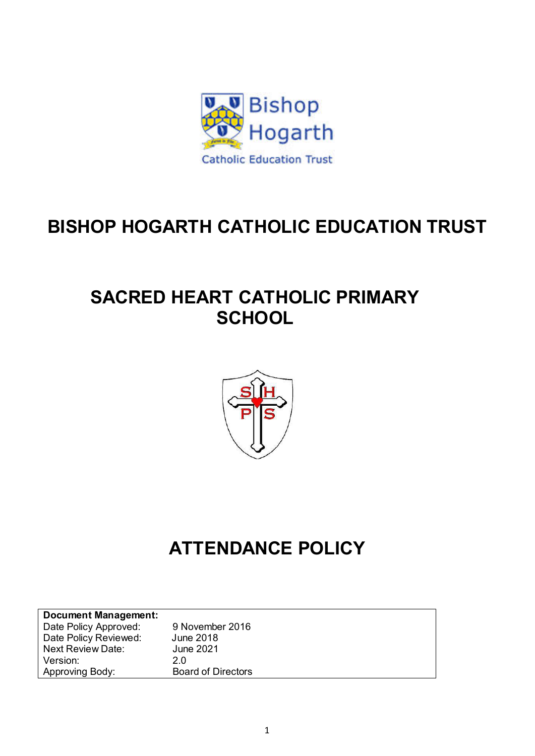Bishop Hogarth

Catholic Education Trust

# BISHOP HOGARTH CATHOLIC EDUCATION TRUST

# SACRED HEART CATHOLIC PRIMARY SCHOOL

# ATTENDANCE POLICY

| **Document Management:** | |
|---|---|
| Date Policy Approved: | 9 November 2016 |
| Date Policy Reviewed: | June 2018 |
| Next Review Date: | June 2021 |
| Version: | 2.0 |
| Approving Body: | Board of Directors |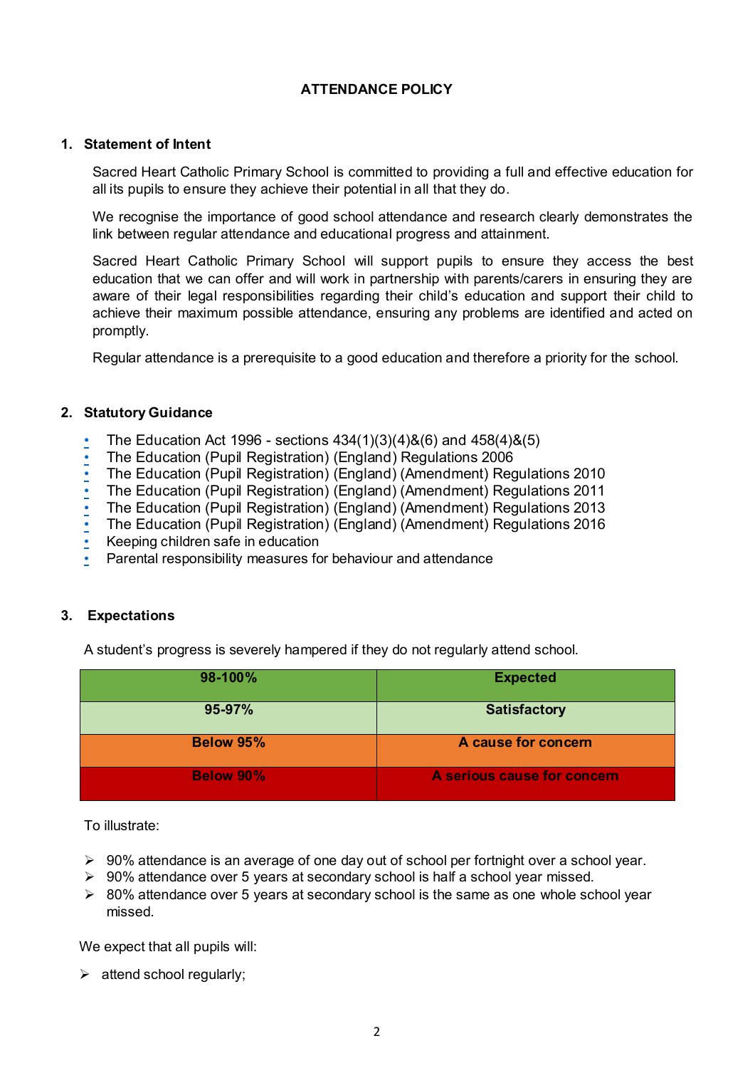# ATTENDANCE POLICY

## 1. Statement of Intent

Sacred Heart Catholic Primary School is committed to providing a full and effective education for all its pupils to ensure they achieve their potential in all that they do.

We recognise the importance of good school attendance and research clearly demonstrates the link between regular attendance and educational progress and attainment.

Sacred Heart Catholic Primary School will support pupils to ensure they access the best education that we can offer and will work in partnership with parents/carers in ensuring they are aware of their legal responsibilities regarding their child's education and support their child to achieve their maximum possible attendance, ensuring any problems are identified and acted on promptly.

Regular attendance is a prerequisite to a good education and therefore a priority for the school.

## 2. Statutory Guidance

- The Education Act 1996 - sections 434(1)(3)(4)&(6) and 458(4)&(5)
- The Education (Pupil Registration) (England) Regulations 2006
- The Education (Pupil Registration) (England) (Amendment) Regulations 2010
- The Education (Pupil Registration) (England) (Amendment) Regulations 2011
- The Education (Pupil Registration) (England) (Amendment) Regulations 2013
- The Education (Pupil Registration) (England) (Amendment) Regulations 2016
- Keeping children safe in education
- Parental responsibility measures for behaviour and attendance

## 3. Expectations

A student's progress is severely hampered if they do not regularly attend school.

| 98-100% | Expected |
|---|---|
| 95-97% | Satisfactory |
| Below 95% | A cause for concern |
| Below 90% | A serious cause for concern |

To illustrate:

- 90% attendance is an average of one day out of school per fortnight over a school year.
- 90% attendance over 5 years at secondary school is half a school year missed.
- 80% attendance over 5 years at secondary school is the same as one whole school year missed.

We expect that all pupils will:

- attend school regularly;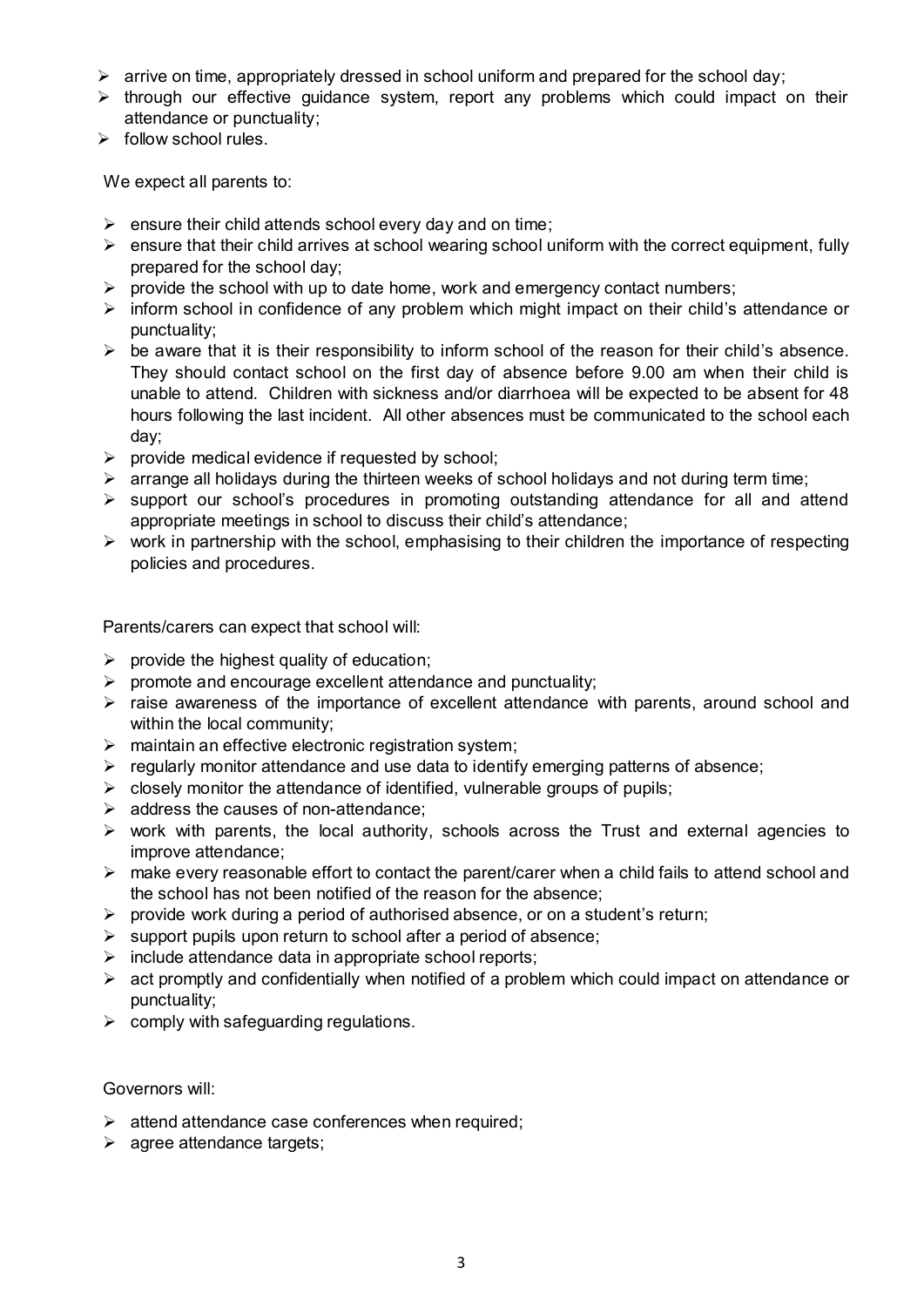- arrive on time, appropriately dressed in school uniform and prepared for the school day;
- through our effective guidance system, report any problems which could impact on their attendance or punctuality;
- follow school rules.

We expect all parents to:

- ensure their child attends school every day and on time;
- ensure that their child arrives at school wearing school uniform with the correct equipment, fully prepared for the school day;
- provide the school with up to date home, work and emergency contact numbers;
- inform school in confidence of any problem which might impact on their child's attendance or punctuality;
- be aware that it is their responsibility to inform school of the reason for their child's absence. They should contact school on the first day of absence before 9.00 am when their child is unable to attend. Children with sickness and/or diarrhoea will be expected to be absent for 48 hours following the last incident. All other absences must be communicated to the school each day;
- provide medical evidence if requested by school;
- arrange all holidays during the thirteen weeks of school holidays and not during term time;
- support our school's procedures in promoting outstanding attendance for all and attend appropriate meetings in school to discuss their child's attendance;
- work in partnership with the school, emphasising to their children the importance of respecting policies and procedures.

Parents/carers can expect that school will:

- provide the highest quality of education;
- promote and encourage excellent attendance and punctuality;
- raise awareness of the importance of excellent attendance with parents, around school and within the local community;
- maintain an effective electronic registration system;
- regularly monitor attendance and use data to identify emerging patterns of absence;
- closely monitor the attendance of identified, vulnerable groups of pupils;
- address the causes of non-attendance;
- work with parents, the local authority, schools across the Trust and external agencies to improve attendance;
- make every reasonable effort to contact the parent/carer when a child fails to attend school and the school has not been notified of the reason for the absence;
- provide work during a period of authorised absence, or on a student's return;
- support pupils upon return to school after a period of absence;
- include attendance data in appropriate school reports;
- act promptly and confidentially when notified of a problem which could impact on attendance or punctuality;
- comply with safeguarding regulations.

Governors will:

- attend attendance case conferences when required;
- agree attendance targets;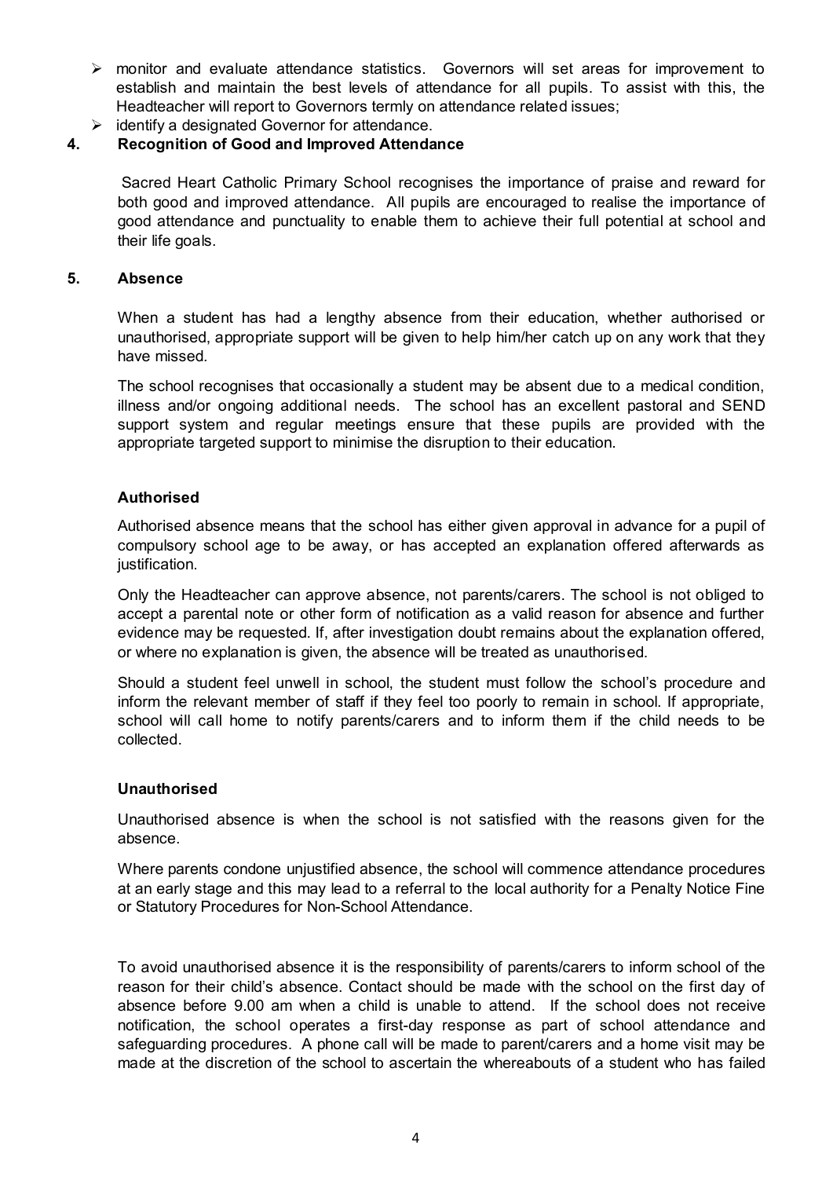- monitor and evaluate attendance statistics. Governors will set areas for improvement to establish and maintain the best levels of attendance for all pupils. To assist with this, the Headteacher will report to Governors termly on attendance related issues;
- identify a designated Governor for attendance.

## 4. Recognition of Good and Improved Attendance

Sacred Heart Catholic Primary School recognises the importance of praise and reward for both good and improved attendance. All pupils are encouraged to realise the importance of good attendance and punctuality to enable them to achieve their full potential at school and their life goals.

## 5. Absence

When a student has had a lengthy absence from their education, whether authorised or unauthorised, appropriate support will be given to help him/her catch up on any work that they have missed.

The school recognises that occasionally a student may be absent due to a medical condition, illness and/or ongoing additional needs. The school has an excellent pastoral and SEND support system and regular meetings ensure that these pupils are provided with the appropriate targeted support to minimise the disruption to their education.

### Authorised

Authorised absence means that the school has either given approval in advance for a pupil of compulsory school age to be away, or has accepted an explanation offered afterwards as justification.

Only the Headteacher can approve absence, not parents/carers. The school is not obliged to accept a parental note or other form of notification as a valid reason for absence and further evidence may be requested. If, after investigation doubt remains about the explanation offered, or where no explanation is given, the absence will be treated as unauthorised.

Should a student feel unwell in school, the student must follow the school's procedure and inform the relevant member of staff if they feel too poorly to remain in school. If appropriate, school will call home to notify parents/carers and to inform them if the child needs to be collected.

### Unauthorised

Unauthorised absence is when the school is not satisfied with the reasons given for the absence.

Where parents condone unjustified absence, the school will commence attendance procedures at an early stage and this may lead to a referral to the local authority for a Penalty Notice Fine or Statutory Procedures for Non-School Attendance.

To avoid unauthorised absence it is the responsibility of parents/carers to inform school of the reason for their child's absence. Contact should be made with the school on the first day of absence before 9.00 am when a child is unable to attend. If the school does not receive notification, the school operates a first-day response as part of school attendance and safeguarding procedures. A phone call will be made to parent/carers and a home visit may be made at the discretion of the school to ascertain the whereabouts of a student who has failed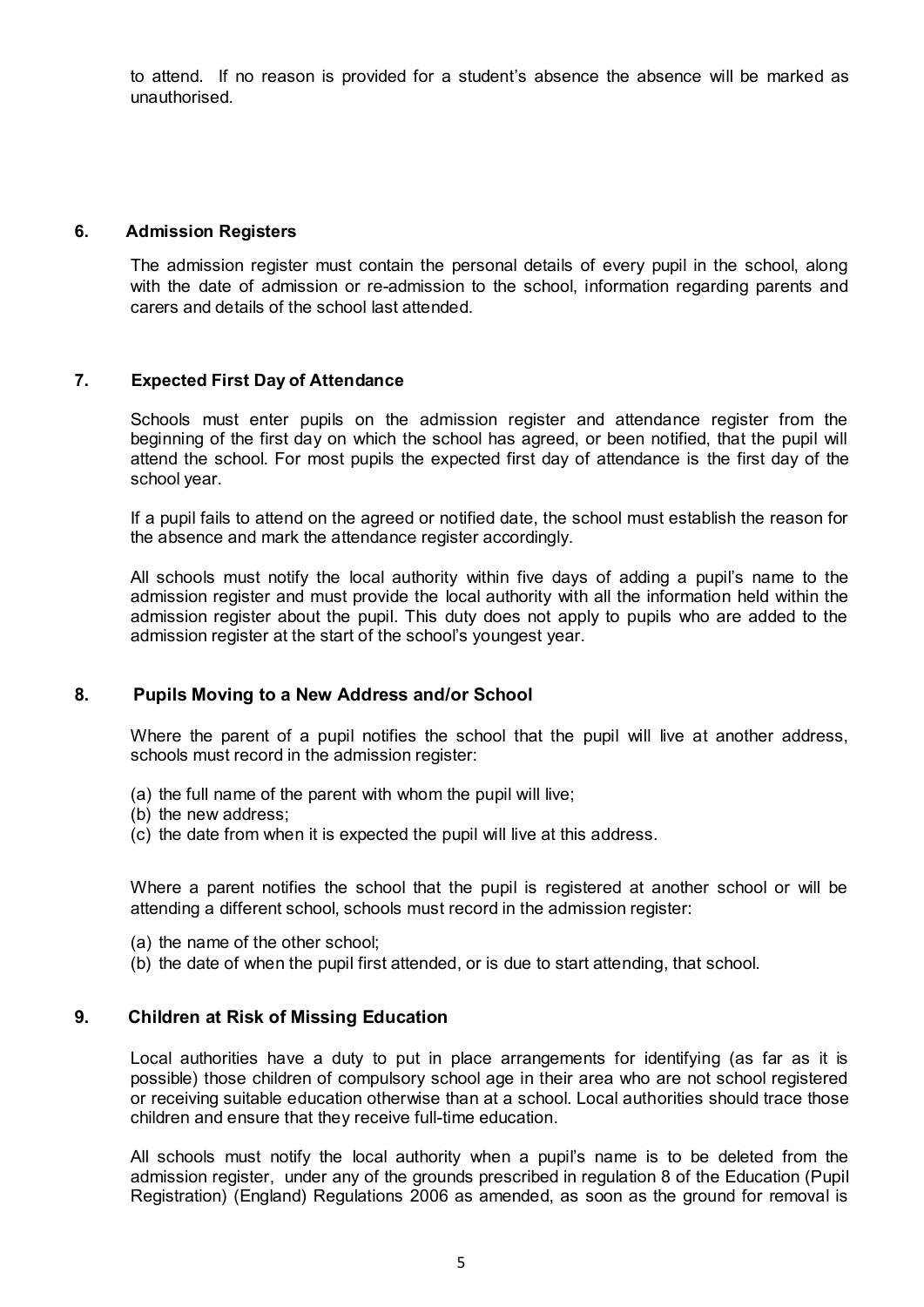to attend. If no reason is provided for a student's absence the absence will be marked as unauthorised.

## 6. Admission Registers

The admission register must contain the personal details of every pupil in the school, along with the date of admission or re-admission to the school, information regarding parents and carers and details of the school last attended.

## 7. Expected First Day of Attendance

Schools must enter pupils on the admission register and attendance register from the beginning of the first day on which the school has agreed, or been notified, that the pupil will attend the school. For most pupils the expected first day of attendance is the first day of the school year.

If a pupil fails to attend on the agreed or notified date, the school must establish the reason for the absence and mark the attendance register accordingly.

All schools must notify the local authority within five days of adding a pupil's name to the admission register and must provide the local authority with all the information held within the admission register about the pupil. This duty does not apply to pupils who are added to the admission register at the start of the school's youngest year.

## 8. Pupils Moving to a New Address and/or School

Where the parent of a pupil notifies the school that the pupil will live at another address, schools must record in the admission register:

(a) the full name of the parent with whom the pupil will live;
(b) the new address;
(c) the date from when it is expected the pupil will live at this address.

Where a parent notifies the school that the pupil is registered at another school or will be attending a different school, schools must record in the admission register:

(a) the name of the other school;
(b) the date of when the pupil first attended, or is due to start attending, that school.

## 9. Children at Risk of Missing Education

Local authorities have a duty to put in place arrangements for identifying (as far as it is possible) those children of compulsory school age in their area who are not school registered or receiving suitable education otherwise than at a school. Local authorities should trace those children and ensure that they receive full-time education.

All schools must notify the local authority when a pupil's name is to be deleted from the admission register, under any of the grounds prescribed in regulation 8 of the Education (Pupil Registration) (England) Regulations 2006 as amended, as soon as the ground for removal is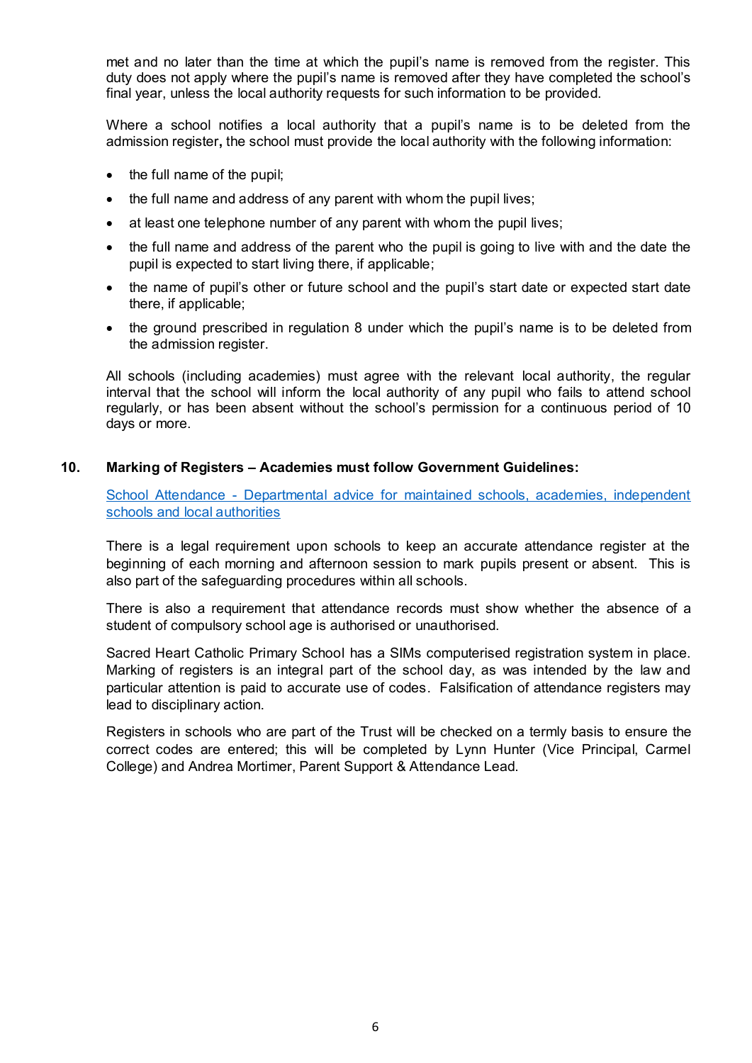met and no later than the time at which the pupil's name is removed from the register. This duty does not apply where the pupil's name is removed after they have completed the school's final year, unless the local authority requests for such information to be provided.

Where a school notifies a local authority that a pupil's name is to be deleted from the admission register**,** the school must provide the local authority with the following information:

- the full name of the pupil;
- the full name and address of any parent with whom the pupil lives;
- at least one telephone number of any parent with whom the pupil lives;
- the full name and address of the parent who the pupil is going to live with and the date the pupil is expected to start living there, if applicable;
- the name of pupil's other or future school and the pupil's start date or expected start date there, if applicable;
- the ground prescribed in regulation 8 under which the pupil's name is to be deleted from the admission register.

All schools (including academies) must agree with the relevant local authority, the regular interval that the school will inform the local authority of any pupil who fails to attend school regularly, or has been absent without the school's permission for a continuous period of 10 days or more.

## 10. Marking of Registers – Academies must follow Government Guidelines:

School Attendance - Departmental advice for maintained schools, academies, independent schools and local authorities

There is a legal requirement upon schools to keep an accurate attendance register at the beginning of each morning and afternoon session to mark pupils present or absent. This is also part of the safeguarding procedures within all schools.

There is also a requirement that attendance records must show whether the absence of a student of compulsory school age is authorised or unauthorised.

Sacred Heart Catholic Primary School has a SIMs computerised registration system in place. Marking of registers is an integral part of the school day, as was intended by the law and particular attention is paid to accurate use of codes. Falsification of attendance registers may lead to disciplinary action.

Registers in schools who are part of the Trust will be checked on a termly basis to ensure the correct codes are entered; this will be completed by Lynn Hunter (Vice Principal, Carmel College) and Andrea Mortimer, Parent Support & Attendance Lead.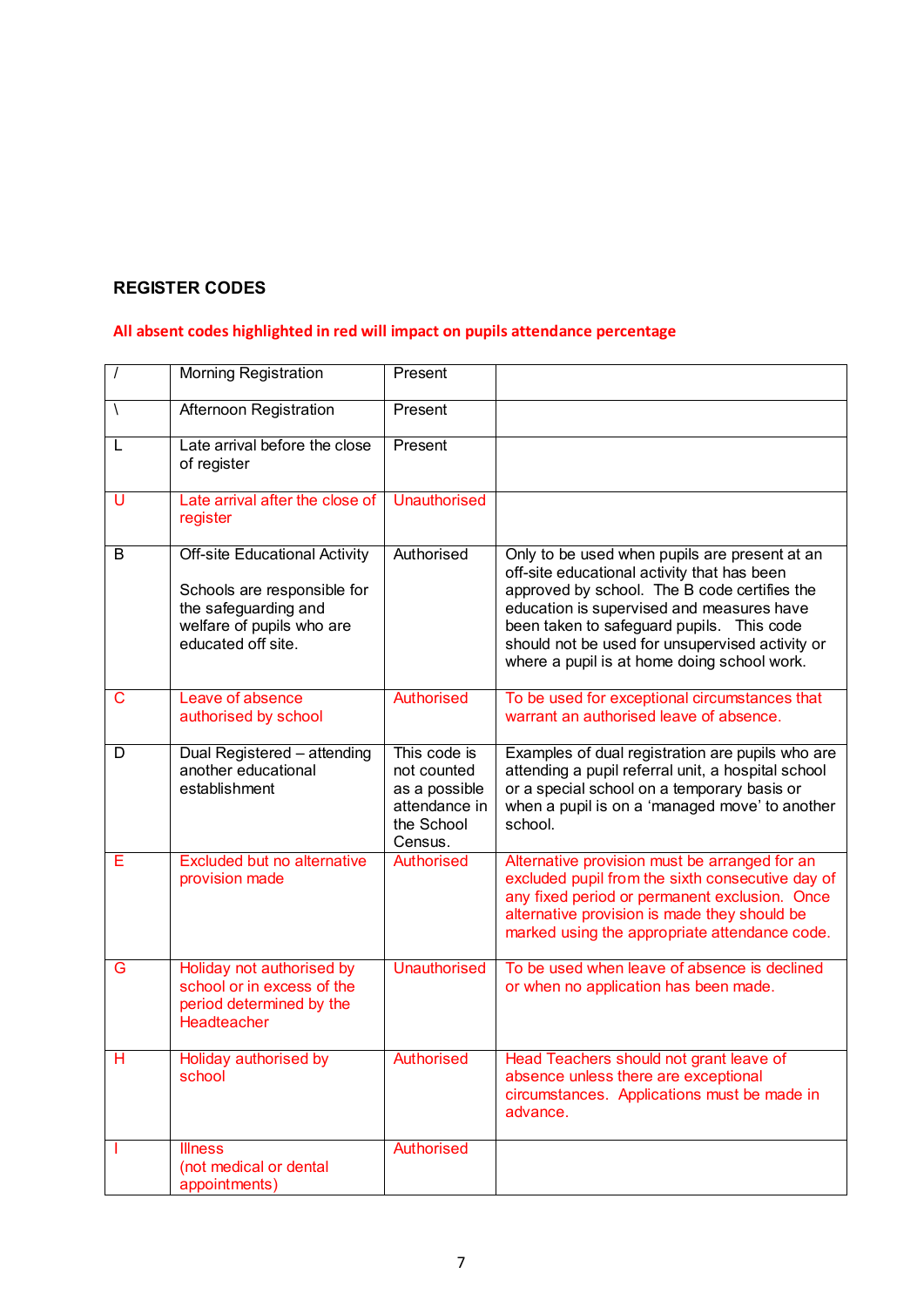## REGISTER CODES

**All absent codes highlighted in red will impact on pupils attendance percentage**

| | | | |
|---|---|---|---|
| / | Morning Registration | Present | |
| \ | Afternoon Registration | Present | |
| L | Late arrival before the close of register | Present | |
| U | Late arrival after the close of register | Unauthorised | |
| B | Off-site Educational Activity<br><br>Schools are responsible for the safeguarding and welfare of pupils who are educated off site. | Authorised | Only to be used when pupils are present at an off-site educational activity that has been approved by school. The B code certifies the education is supervised and measures have been taken to safeguard pupils. This code should not be used for unsupervised activity or where a pupil is at home doing school work. |
| C | Leave of absence authorised by school | Authorised | To be used for exceptional circumstances that warrant an authorised leave of absence. |
| D | Dual Registered – attending another educational establishment | This code is not counted as a possible attendance in the School Census. | Examples of dual registration are pupils who are attending a pupil referral unit, a hospital school or a special school on a temporary basis or when a pupil is on a 'managed move' to another school. |
| E | Excluded but no alternative provision made | Authorised | Alternative provision must be arranged for an excluded pupil from the sixth consecutive day of any fixed period or permanent exclusion. Once alternative provision is made they should be marked using the appropriate attendance code. |
| G | Holiday not authorised by school or in excess of the period determined by the Headteacher | Unauthorised | To be used when leave of absence is declined or when no application has been made. |
| H | Holiday authorised by school | Authorised | Head Teachers should not grant leave of absence unless there are exceptional circumstances. Applications must be made in advance. |
| I | Illness<br>(not medical or dental appointments) | Authorised | |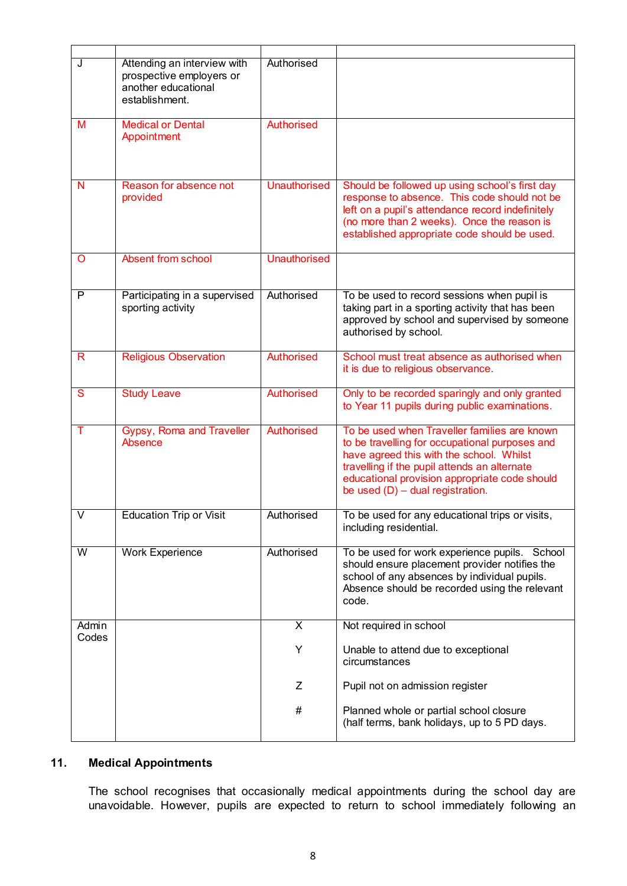| | | | |
|---|---|---|---|
| J | Attending an interview with prospective employers or another educational establishment. | Authorised | |
| M | Medical or Dental Appointment | Authorised | |
| N | Reason for absence not provided | Unauthorised | Should be followed up using school's first day response to absence. This code should not be left on a pupil's attendance record indefinitely (no more than 2 weeks). Once the reason is established appropriate code should be used. |
| O | Absent from school | Unauthorised | |
| P | Participating in a supervised sporting activity | Authorised | To be used to record sessions when pupil is taking part in a sporting activity that has been approved by school and supervised by someone authorised by school. |
| R | Religious Observation | Authorised | School must treat absence as authorised when it is due to religious observance. |
| S | Study Leave | Authorised | Only to be recorded sparingly and only granted to Year 11 pupils during public examinations. |
| T | Gypsy, Roma and Traveller Absence | Authorised | To be used when Traveller families are known to be travelling for occupational purposes and have agreed this with the school. Whilst travelling if the pupil attends an alternate educational provision appropriate code should be used (D) – dual registration. |
| V | Education Trip or Visit | Authorised | To be used for any educational trips or visits, including residential. |
| W | Work Experience | Authorised | To be used for work experience pupils. School should ensure placement provider notifies the school of any absences by individual pupils. Absence should be recorded using the relevant code. |
| Admin Codes | | X<br>Y<br>Z<br># | Not required in school<br>Unable to attend due to exceptional circumstances<br>Pupil not on admission register<br>Planned whole or partial school closure (half terms, bank holidays, up to 5 PD days. |

## 11. Medical Appointments

The school recognises that occasionally medical appointments during the school day are unavoidable. However, pupils are expected to return to school immediately following an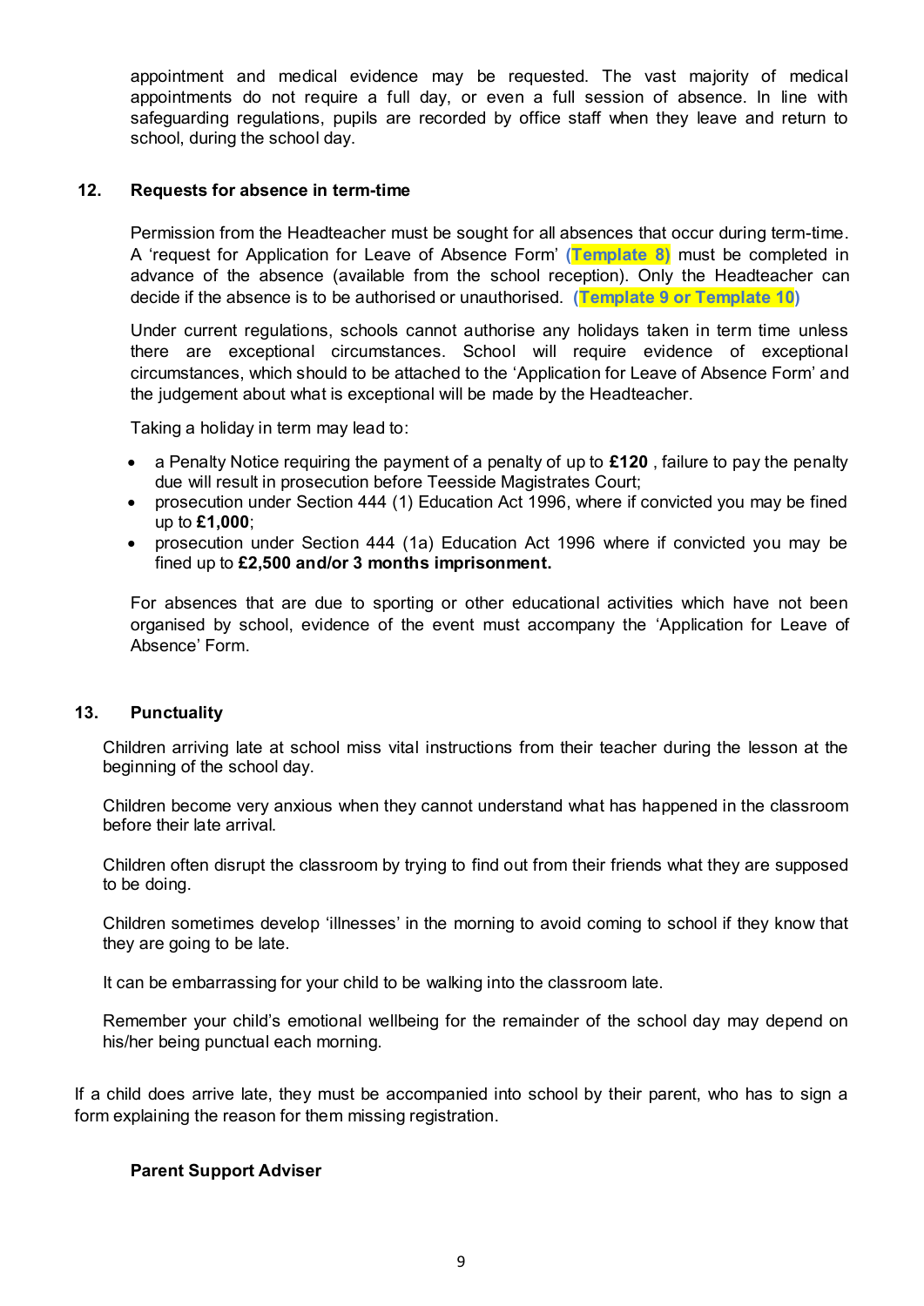appointment and medical evidence may be requested. The vast majority of medical appointments do not require a full day, or even a full session of absence. In line with safeguarding regulations, pupils are recorded by office staff when they leave and return to school, during the school day.

## 12. Requests for absence in term-time

Permission from the Headteacher must be sought for all absences that occur during term-time. A 'request for Application for Leave of Absence Form' **(Template 8)** must be completed in advance of the absence (available from the school reception). Only the Headteacher can decide if the absence is to be authorised or unauthorised. **(Template 9 or Template 10)**

Under current regulations, schools cannot authorise any holidays taken in term time unless there are exceptional circumstances. School will require evidence of exceptional circumstances, which should to be attached to the 'Application for Leave of Absence Form' and the judgement about what is exceptional will be made by the Headteacher.

Taking a holiday in term may lead to:

- a Penalty Notice requiring the payment of a penalty of up to **£120** , failure to pay the penalty due will result in prosecution before Teesside Magistrates Court;
- prosecution under Section 444 (1) Education Act 1996, where if convicted you may be fined up to **£1,000**;
- prosecution under Section 444 (1a) Education Act 1996 where if convicted you may be fined up to **£2,500 and/or 3 months imprisonment.**

For absences that are due to sporting or other educational activities which have not been organised by school, evidence of the event must accompany the 'Application for Leave of Absence' Form.

## 13. Punctuality

Children arriving late at school miss vital instructions from their teacher during the lesson at the beginning of the school day.

Children become very anxious when they cannot understand what has happened in the classroom before their late arrival.

Children often disrupt the classroom by trying to find out from their friends what they are supposed to be doing.

Children sometimes develop 'illnesses' in the morning to avoid coming to school if they know that they are going to be late.

It can be embarrassing for your child to be walking into the classroom late.

Remember your child's emotional wellbeing for the remainder of the school day may depend on his/her being punctual each morning.

If a child does arrive late, they must be accompanied into school by their parent, who has to sign a form explaining the reason for them missing registration.

### Parent Support Adviser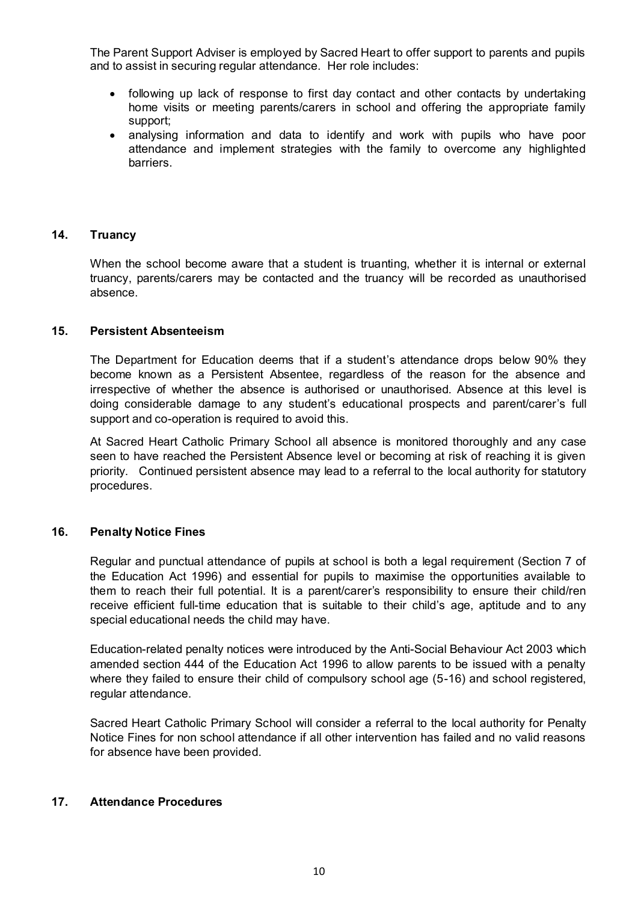The Parent Support Adviser is employed by Sacred Heart to offer support to parents and pupils and to assist in securing regular attendance. Her role includes:

- following up lack of response to first day contact and other contacts by undertaking home visits or meeting parents/carers in school and offering the appropriate family support;
- analysing information and data to identify and work with pupils who have poor attendance and implement strategies with the family to overcome any highlighted barriers.

## 14. Truancy

When the school become aware that a student is truanting, whether it is internal or external truancy, parents/carers may be contacted and the truancy will be recorded as unauthorised absence.

## 15. Persistent Absenteeism

The Department for Education deems that if a student's attendance drops below 90% they become known as a Persistent Absentee, regardless of the reason for the absence and irrespective of whether the absence is authorised or unauthorised. Absence at this level is doing considerable damage to any student's educational prospects and parent/carer's full support and co-operation is required to avoid this.

At Sacred Heart Catholic Primary School all absence is monitored thoroughly and any case seen to have reached the Persistent Absence level or becoming at risk of reaching it is given priority. Continued persistent absence may lead to a referral to the local authority for statutory procedures.

## 16. Penalty Notice Fines

Regular and punctual attendance of pupils at school is both a legal requirement (Section 7 of the Education Act 1996) and essential for pupils to maximise the opportunities available to them to reach their full potential. It is a parent/carer's responsibility to ensure their child/ren receive efficient full-time education that is suitable to their child's age, aptitude and to any special educational needs the child may have.

Education-related penalty notices were introduced by the Anti-Social Behaviour Act 2003 which amended section 444 of the Education Act 1996 to allow parents to be issued with a penalty where they failed to ensure their child of compulsory school age (5-16) and school registered, regular attendance.

Sacred Heart Catholic Primary School will consider a referral to the local authority for Penalty Notice Fines for non school attendance if all other intervention has failed and no valid reasons for absence have been provided.

## 17. Attendance Procedures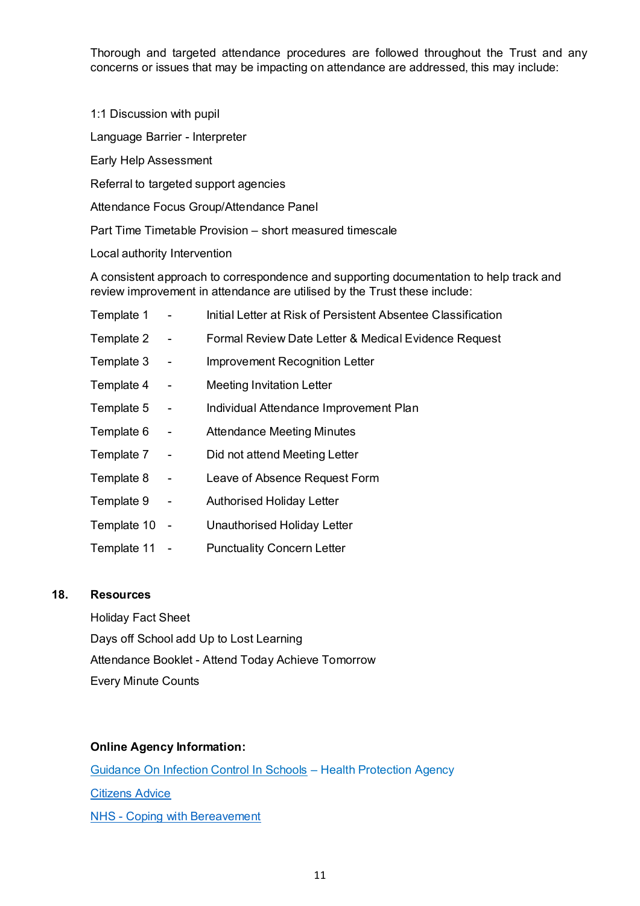Thorough and targeted attendance procedures are followed throughout the Trust and any concerns or issues that may be impacting on attendance are addressed, this may include:

1:1 Discussion with pupil

Language Barrier - Interpreter

Early Help Assessment

Referral to targeted support agencies

Attendance Focus Group/Attendance Panel

Part Time Timetable Provision – short measured timescale

Local authority Intervention

A consistent approach to correspondence and supporting documentation to help track and review improvement in attendance are utilised by the Trust these include:

Template 1 - Initial Letter at Risk of Persistent Absentee Classification

Template 2 - Formal Review Date Letter & Medical Evidence Request

Template 3 - Improvement Recognition Letter

Template 4 - Meeting Invitation Letter

Template 5 - Individual Attendance Improvement Plan

Template 6 - Attendance Meeting Minutes

Template 7 - Did not attend Meeting Letter

Template 8 - Leave of Absence Request Form

Template 9 - Authorised Holiday Letter

Template 10 - Unauthorised Holiday Letter

Template 11 - Punctuality Concern Letter

## 18. Resources

Holiday Fact Sheet

Days off School add Up to Lost Learning

Attendance Booklet - Attend Today Achieve Tomorrow

Every Minute Counts

**Online Agency Information:**

Guidance On Infection Control In Schools – Health Protection Agency

Citizens Advice

NHS - Coping with Bereavement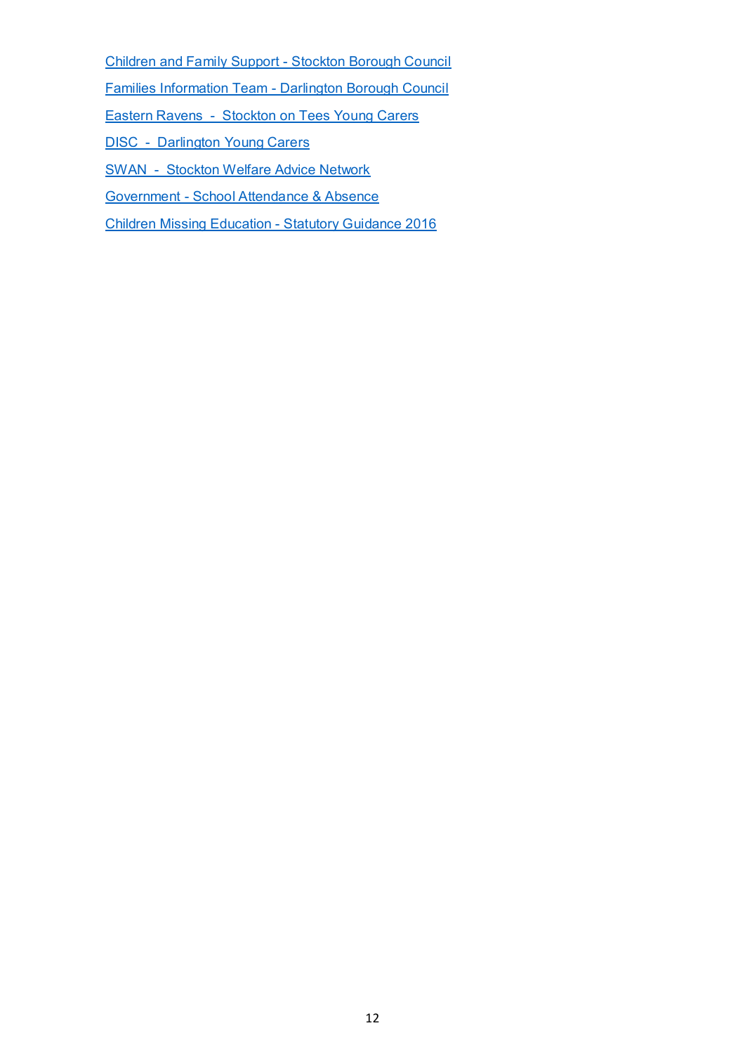Children and Family Support - Stockton Borough Council

Families Information Team - Darlington Borough Council

Eastern Ravens  -  Stockton on Tees Young Carers

DISC  -  Darlington Young Carers

SWAN  -  Stockton Welfare Advice Network

Government - School Attendance & Absence

Children Missing Education - Statutory Guidance 2016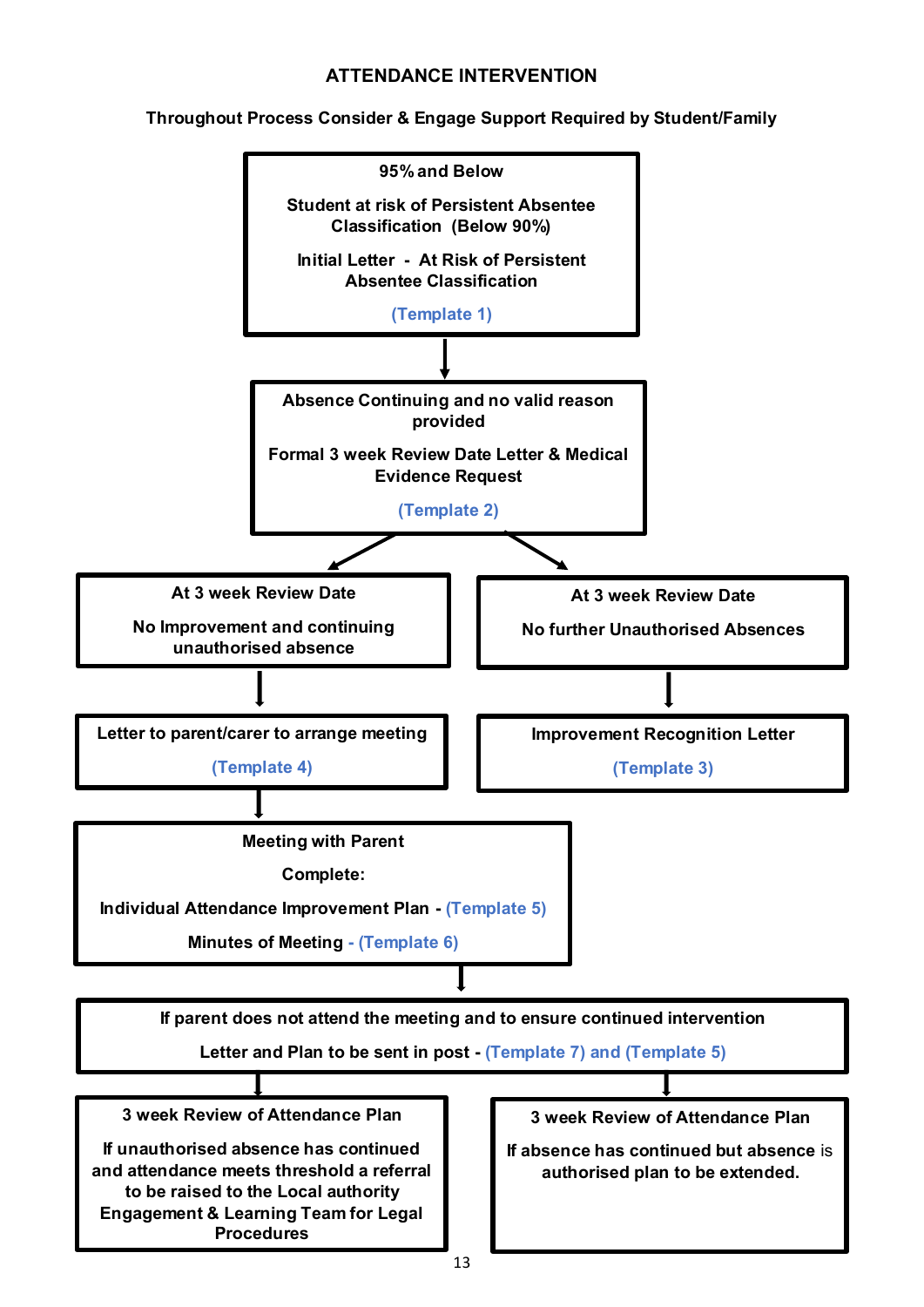# ATTENDANCE INTERVENTION

**Throughout Process Consider & Engage Support Required by Student/Family**

**95% and Below**

**Student at risk of Persistent Absentee Classification (Below 90%)**

**Initial Letter - At Risk of Persistent Absentee Classification**

(Template 1)

**Absence Continuing and no valid reason provided**

**Formal 3 week Review Date Letter & Medical Evidence Request**

(Template 2)

**At 3 week Review Date**

**No Improvement and continuing unauthorised absence**

**Letter to parent/carer to arrange meeting**

(Template 4)

**At 3 week Review Date**

**No further Unauthorised Absences**

**Improvement Recognition Letter**

(Template 3)

**Meeting with Parent**

**Complete:**

**Individual Attendance Improvement Plan** - (Template 5)

**Minutes of Meeting** - (Template 6)

**If parent does not attend the meeting and to ensure continued intervention**

**Letter and Plan to be sent in post** - (Template 7) and (Template 5)

**3 week Review of Attendance Plan**

**If unauthorised absence has continued and attendance meets threshold a referral to be raised to the Local authority Engagement & Learning Team for Legal Procedures**

**3 week Review of Attendance Plan**

**If absence has continued but absence is authorised plan to be extended.**